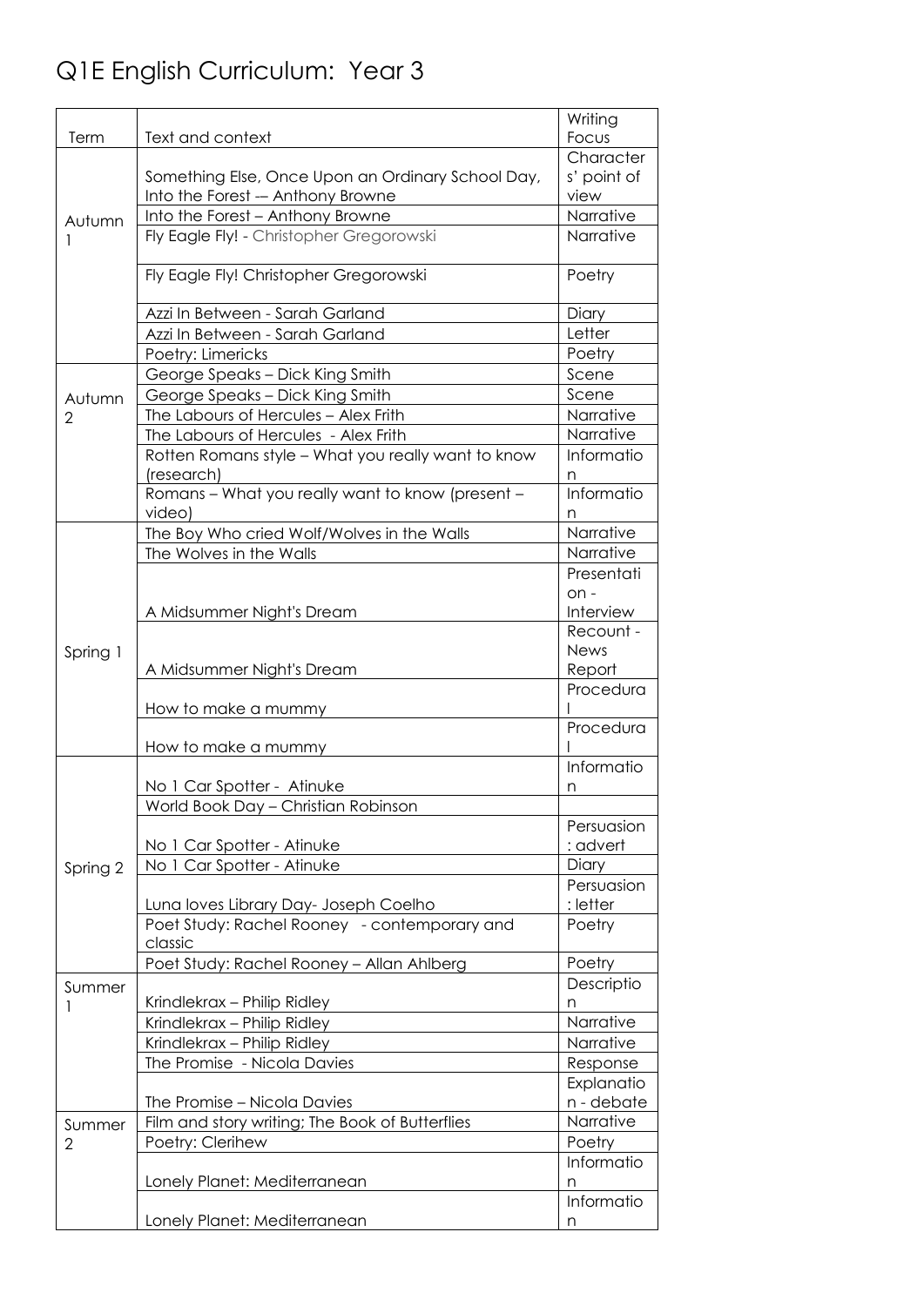# Q1E English Curriculum: Year 3

| Term | Text and context | Writing Focus |
|---|---|---|
| Autumn 1 | Something Else, Once Upon an Ordinary School Day, Into the Forest -– Anthony Browne | Characters' point of view |
| | Into the Forest – Anthony Browne | Narrative |
| | Fly Eagle Fly! - Christopher Gregorowski | Narrative |
| | Fly Eagle Fly! Christopher Gregorowski | Poetry |
| | Azzi In Between - Sarah Garland | Diary |
| | Azzi In Between - Sarah Garland | Letter |
| | Poetry: Limericks | Poetry |
| Autumn 2 | George Speaks – Dick King Smith | Scene |
| | George Speaks – Dick King Smith | Scene |
| | The Labours of Hercules – Alex Frith | Narrative |
| | The Labours of Hercules - Alex Frith | Narrative |
| | Rotten Romans style – What you really want to know (research) | Information |
| | Romans – What you really want to know (present – video) | Information |
| Spring 1 | The Boy Who cried Wolf/Wolves in the Walls | Narrative |
| | The Wolves in the Walls | Narrative |
| | A Midsummer Night's Dream | Presentation - Interview |
| | A Midsummer Night's Dream | Recount - News Report |
| | How to make a mummy | Procedural |
| | How to make a mummy | Procedural |
| Spring 2 | No 1 Car Spotter - Atinuke | Information |
| | World Book Day – Christian Robinson | |
| | No 1 Car Spotter - Atinuke | Persuasion: advert |
| | No 1 Car Spotter - Atinuke | Diary |
| | Luna loves Library Day- Joseph Coelho | Persuasion: letter |
| | Poet Study: Rachel Rooney - contemporary and classic | Poetry |
| | Poet Study: Rachel Rooney – Allan Ahlberg | Poetry |
| Summer 1 | Krindlekrax – Philip Ridley | Description |
| | Krindlekrax – Philip Ridley | Narrative |
| | Krindlekrax – Philip Ridley | Narrative |
| | The Promise - Nicola Davies | Response |
| | The Promise – Nicola Davies | Explanation - debate |
| Summer 2 | Film and story writing; The Book of Butterflies | Narrative |
| | Poetry: Clerihew | Poetry |
| | Lonely Planet: Mediterranean | Information |
| | Lonely Planet: Mediterranean | Information |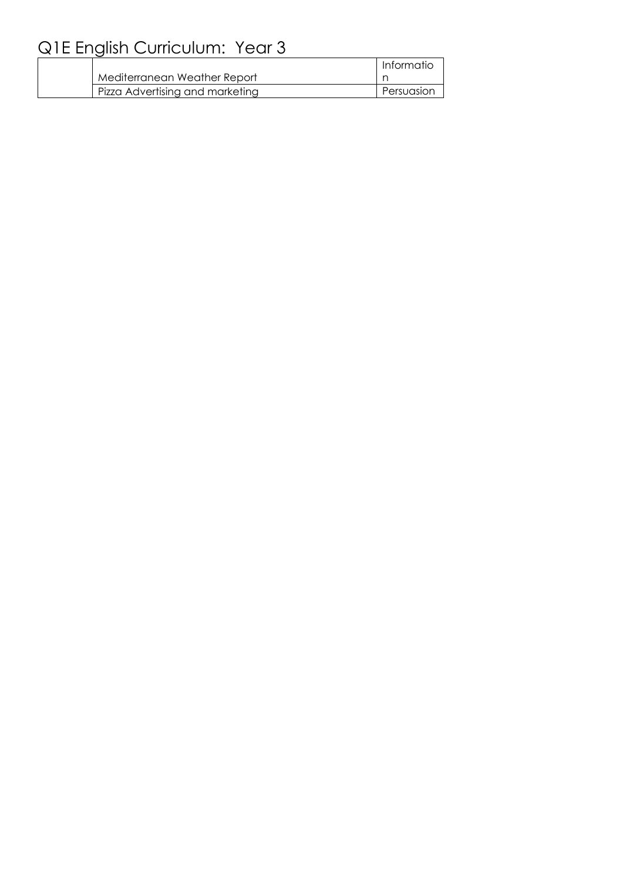# Q1E English Curriculum: Year 3

| | | |
|---|---|---|
| | Mediterranean Weather Report | Information |
| | Pizza Advertising and marketing | Persuasion |